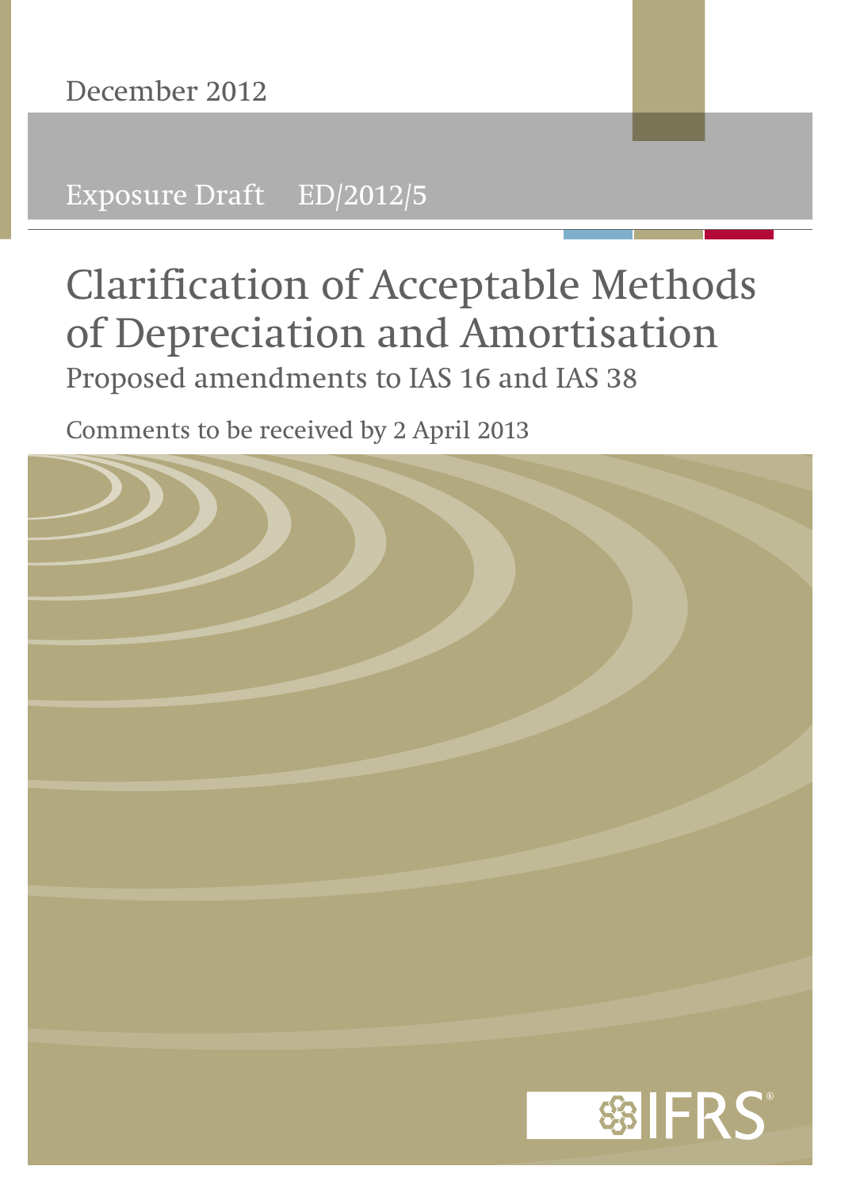December 2012

Exposure Draft ED/2012/5

# Clarification of Acceptable Methods of Depreciation and Amortisation

## Proposed amendments to IAS 16 and IAS 38

Comments to be received by 2 April 2013

IFRS®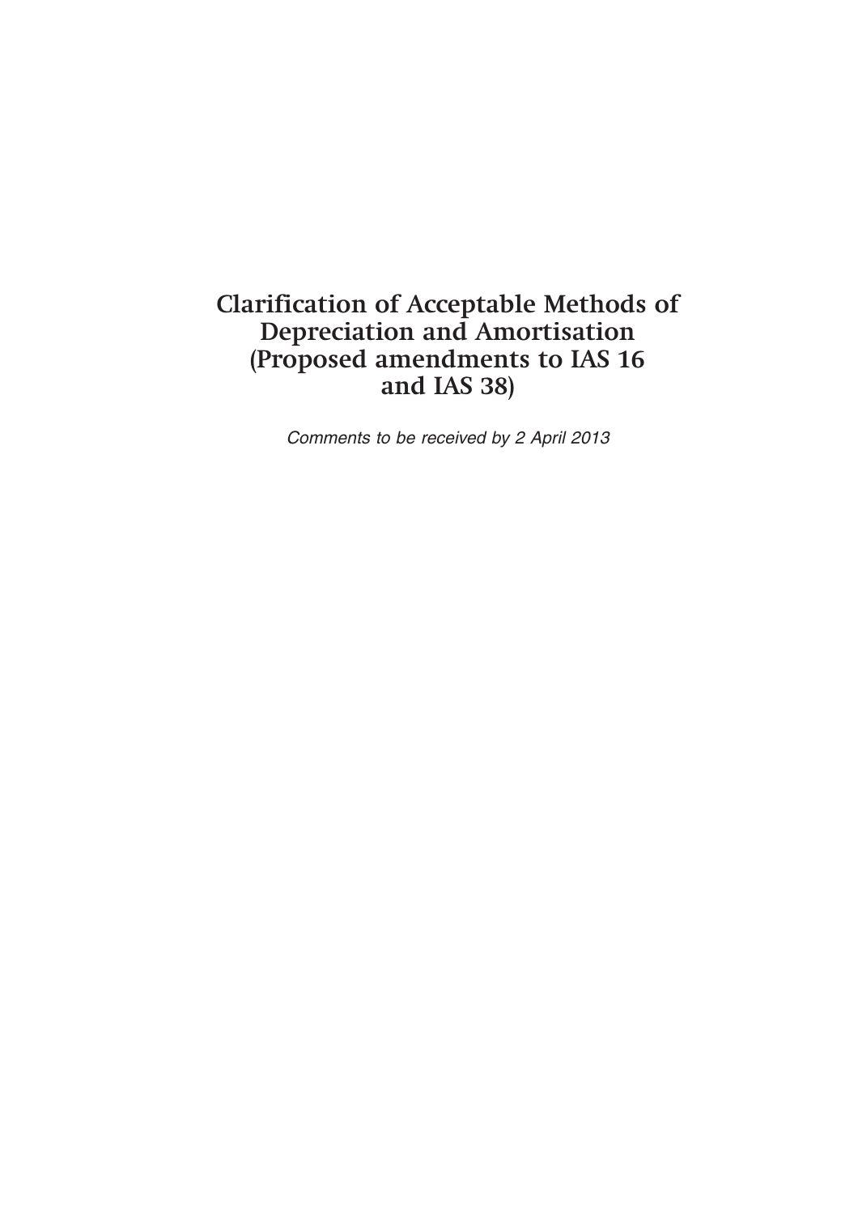# Clarification of Acceptable Methods of Depreciation and Amortisation (Proposed amendments to IAS 16 and IAS 38)

*Comments to be received by 2 April 2013*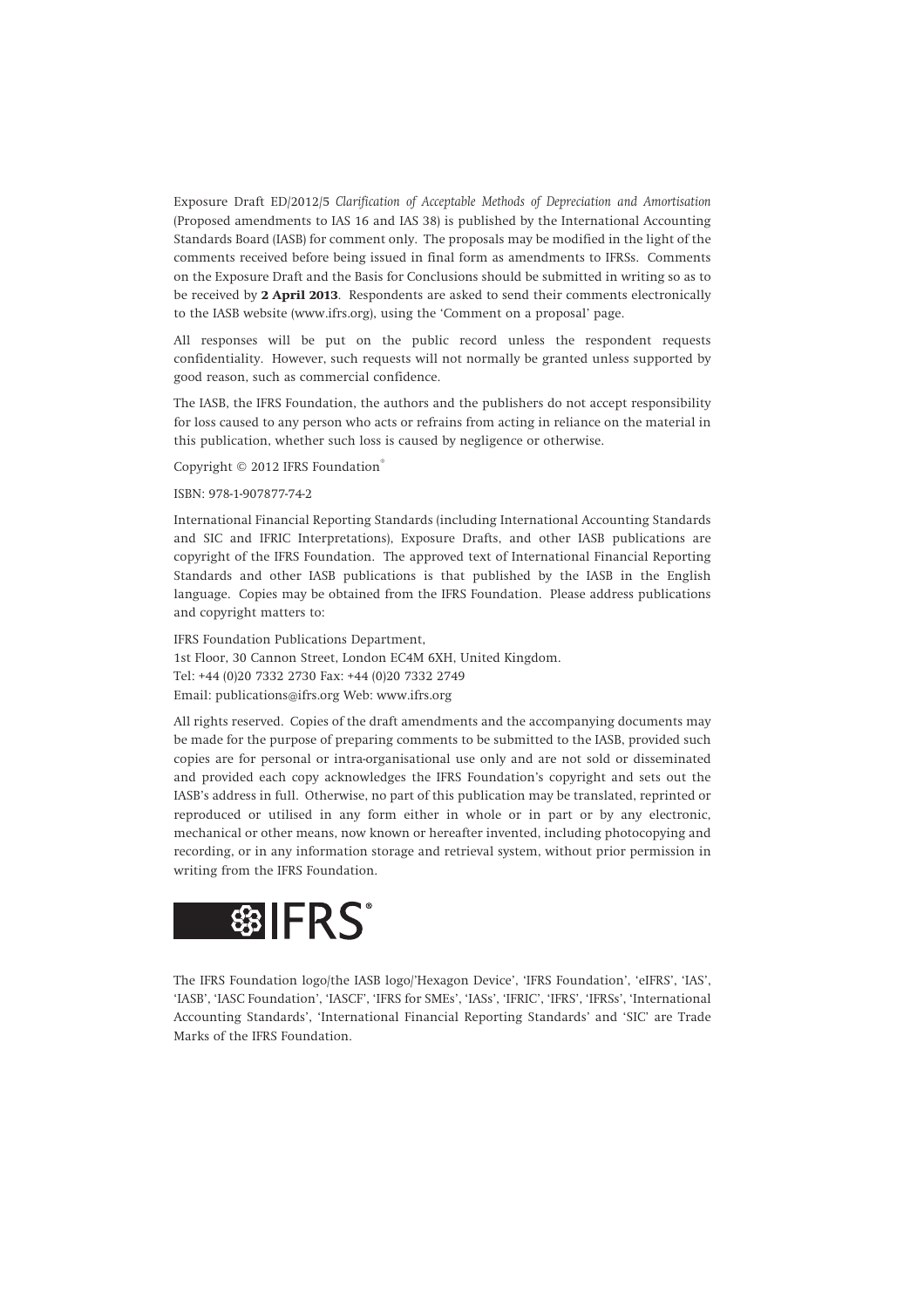Exposure Draft ED/2012/5 *Clarification of Acceptable Methods of Depreciation and Amortisation* (Proposed amendments to IAS 16 and IAS 38) is published by the International Accounting Standards Board (IASB) for comment only. The proposals may be modified in the light of the comments received before being issued in final form as amendments to IFRSs. Comments on the Exposure Draft and the Basis for Conclusions should be submitted in writing so as to be received by **2 April 2013**. Respondents are asked to send their comments electronically to the IASB website (www.ifrs.org), using the 'Comment on a proposal' page.

All responses will be put on the public record unless the respondent requests confidentiality. However, such requests will not normally be granted unless supported by good reason, such as commercial confidence.

The IASB, the IFRS Foundation, the authors and the publishers do not accept responsibility for loss caused to any person who acts or refrains from acting in reliance on the material in this publication, whether such loss is caused by negligence or otherwise.

Copyright © 2012 IFRS Foundation®

ISBN: 978-1-907877-74-2

International Financial Reporting Standards (including International Accounting Standards and SIC and IFRIC Interpretations), Exposure Drafts, and other IASB publications are copyright of the IFRS Foundation. The approved text of International Financial Reporting Standards and other IASB publications is that published by the IASB in the English language. Copies may be obtained from the IFRS Foundation. Please address publications and copyright matters to:

IFRS Foundation Publications Department,
1st Floor, 30 Cannon Street, London EC4M 6XH, United Kingdom.
Tel: +44 (0)20 7332 2730 Fax: +44 (0)20 7332 2749
Email: publications@ifrs.org Web: www.ifrs.org

All rights reserved. Copies of the draft amendments and the accompanying documents may be made for the purpose of preparing comments to be submitted to the IASB, provided such copies are for personal or intra-organisational use only and are not sold or disseminated and provided each copy acknowledges the IFRS Foundation's copyright and sets out the IASB's address in full. Otherwise, no part of this publication may be translated, reprinted or reproduced or utilised in any form either in whole or in part or by any electronic, mechanical or other means, now known or hereafter invented, including photocopying and recording, or in any information storage and retrieval system, without prior permission in writing from the IFRS Foundation.

IFRS®

The IFRS Foundation logo/the IASB logo/'Hexagon Device', 'IFRS Foundation', 'eIFRS', 'IAS', 'IASB', 'IASC Foundation', 'IASCF', 'IFRS for SMEs', 'IASs', 'IFRIC', 'IFRS', 'IFRSs', 'International Accounting Standards', 'International Financial Reporting Standards' and 'SIC' are Trade Marks of the IFRS Foundation.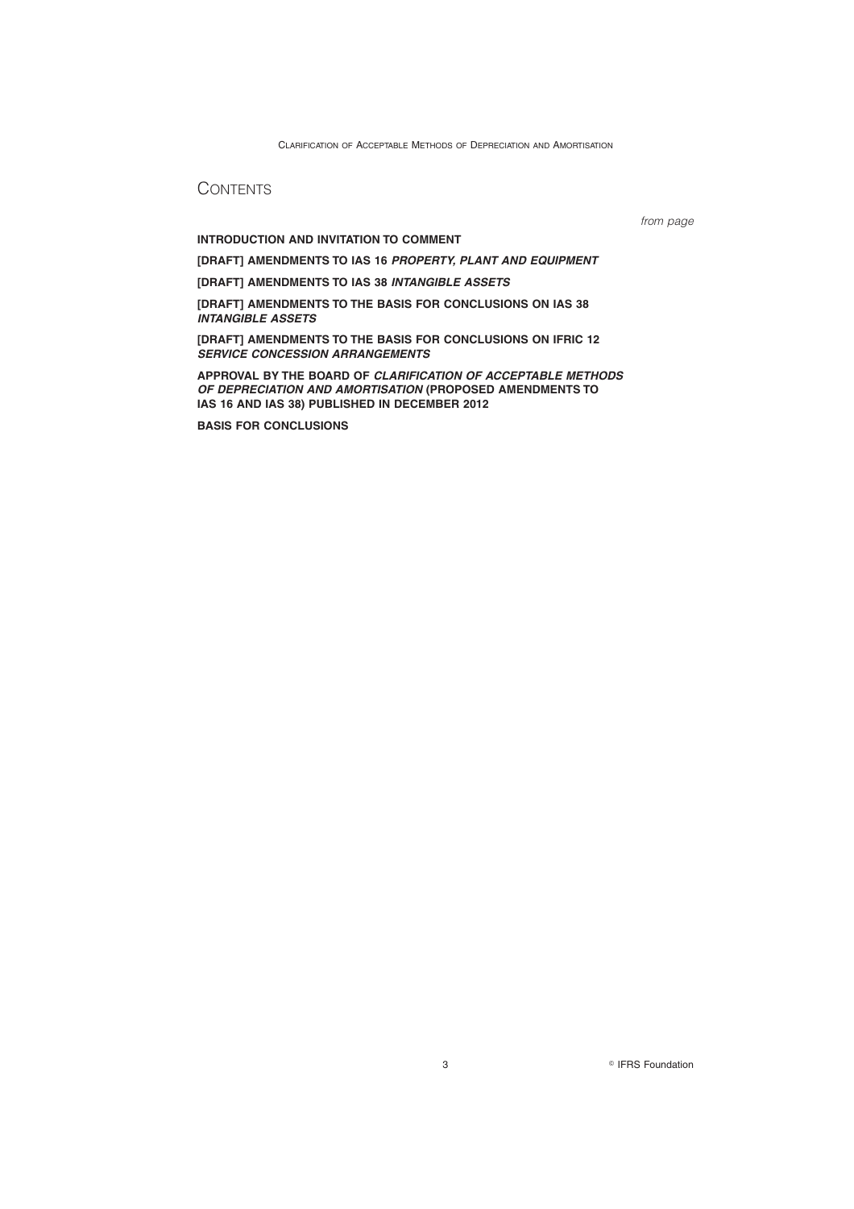# CONTENTS

*from page*

**INTRODUCTION AND INVITATION TO COMMENT**

**[DRAFT] AMENDMENTS TO IAS 16 *PROPERTY, PLANT AND EQUIPMENT***

**[DRAFT] AMENDMENTS TO IAS 38 *INTANGIBLE ASSETS***

**[DRAFT] AMENDMENTS TO THE BASIS FOR CONCLUSIONS ON IAS 38 *INTANGIBLE ASSETS***

**[DRAFT] AMENDMENTS TO THE BASIS FOR CONCLUSIONS ON IFRIC 12 *SERVICE CONCESSION ARRANGEMENTS***

**APPROVAL BY THE BOARD OF *CLARIFICATION OF ACCEPTABLE METHODS OF DEPRECIATION AND AMORTISATION* (PROPOSED AMENDMENTS TO IAS 16 AND IAS 38) PUBLISHED IN DECEMBER 2012**

**BASIS FOR CONCLUSIONS**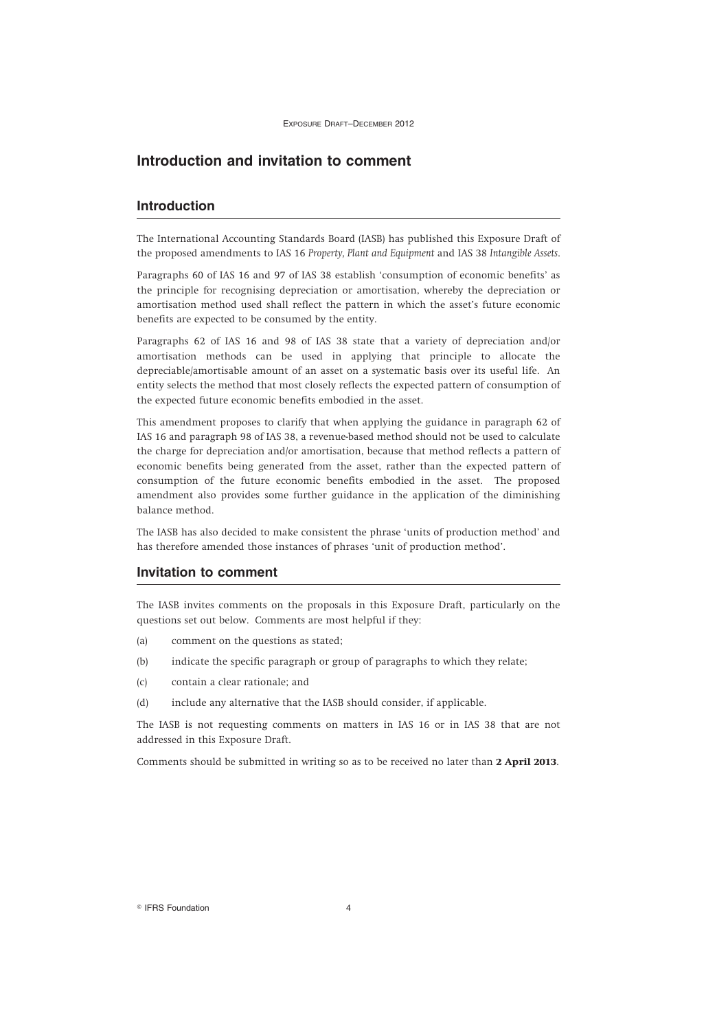# Introduction and invitation to comment

## Introduction

The International Accounting Standards Board (IASB) has published this Exposure Draft of the proposed amendments to IAS 16 *Property, Plant and Equipment* and IAS 38 *Intangible Assets*.

Paragraphs 60 of IAS 16 and 97 of IAS 38 establish 'consumption of economic benefits' as the principle for recognising depreciation or amortisation, whereby the depreciation or amortisation method used shall reflect the pattern in which the asset's future economic benefits are expected to be consumed by the entity.

Paragraphs 62 of IAS 16 and 98 of IAS 38 state that a variety of depreciation and/or amortisation methods can be used in applying that principle to allocate the depreciable/amortisable amount of an asset on a systematic basis over its useful life. An entity selects the method that most closely reflects the expected pattern of consumption of the expected future economic benefits embodied in the asset.

This amendment proposes to clarify that when applying the guidance in paragraph 62 of IAS 16 and paragraph 98 of IAS 38, a revenue-based method should not be used to calculate the charge for depreciation and/or amortisation, because that method reflects a pattern of economic benefits being generated from the asset, rather than the expected pattern of consumption of the future economic benefits embodied in the asset. The proposed amendment also provides some further guidance in the application of the diminishing balance method.

The IASB has also decided to make consistent the phrase 'units of production method' and has therefore amended those instances of phrases 'unit of production method'.

## Invitation to comment

The IASB invites comments on the proposals in this Exposure Draft, particularly on the questions set out below. Comments are most helpful if they:

(a) comment on the questions as stated;

(b) indicate the specific paragraph or group of paragraphs to which they relate;

(c) contain a clear rationale; and

(d) include any alternative that the IASB should consider, if applicable.

The IASB is not requesting comments on matters in IAS 16 or in IAS 38 that are not addressed in this Exposure Draft.

Comments should be submitted in writing so as to be received no later than **2 April 2013**.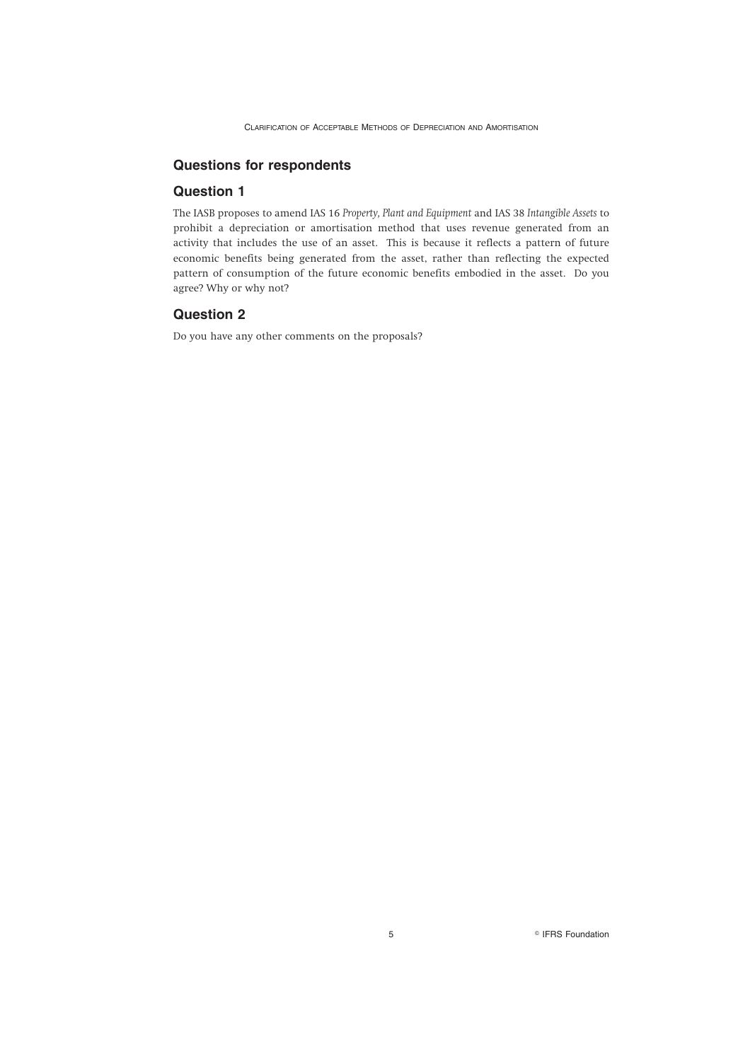## Questions for respondents

### Question 1

The IASB proposes to amend IAS 16 *Property, Plant and Equipment* and IAS 38 *Intangible Assets* to prohibit a depreciation or amortisation method that uses revenue generated from an activity that includes the use of an asset. This is because it reflects a pattern of future economic benefits being generated from the asset, rather than reflecting the expected pattern of consumption of the future economic benefits embodied in the asset. Do you agree? Why or why not?

### Question 2

Do you have any other comments on the proposals?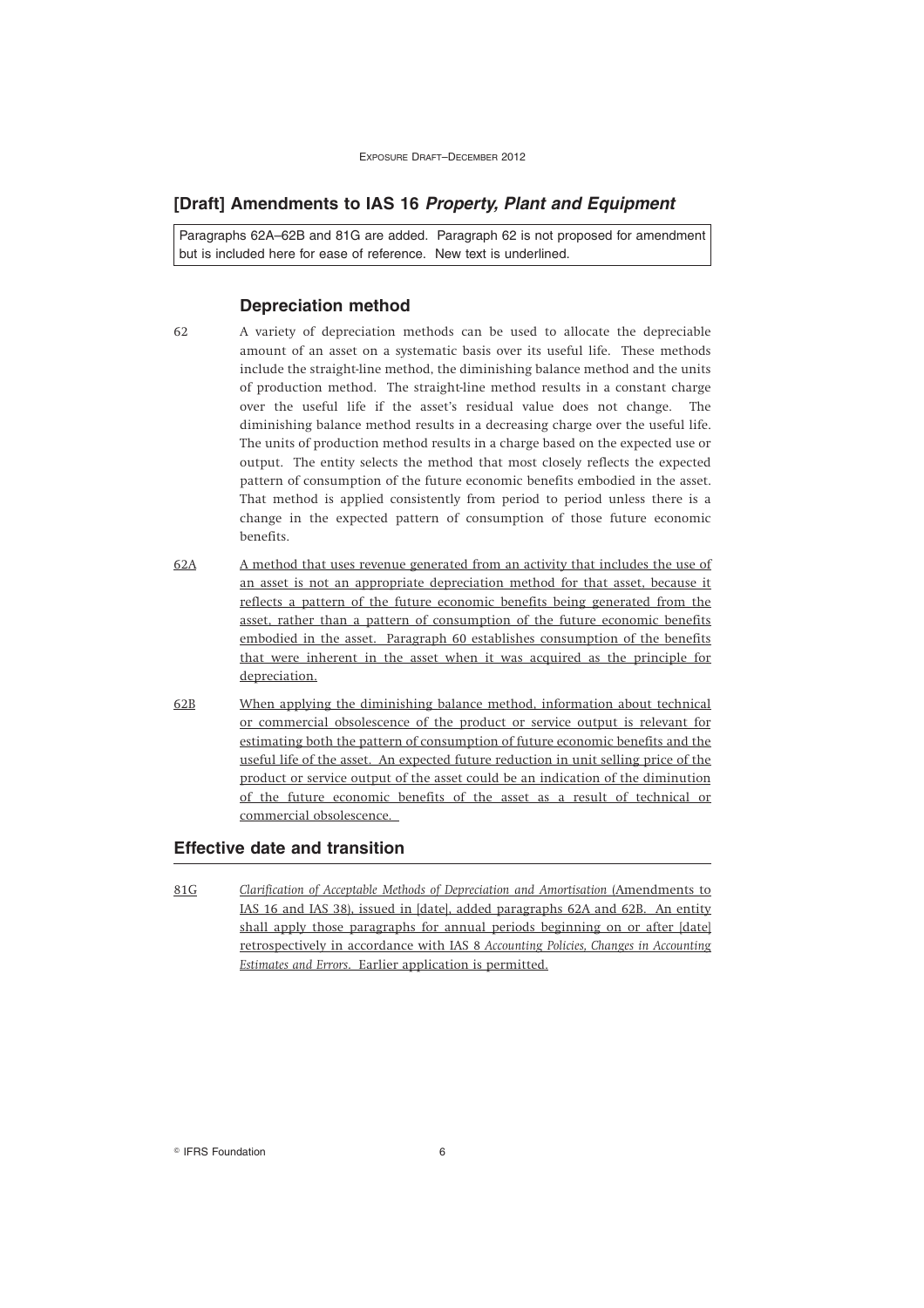## [Draft] Amendments to IAS 16 *Property, Plant and Equipment*

Paragraphs 62A–62B and 81G are added. Paragraph 62 is not proposed for amendment but is included here for ease of reference. New text is underlined.

### Depreciation method

62 A variety of depreciation methods can be used to allocate the depreciable amount of an asset on a systematic basis over its useful life. These methods include the straight-line method, the diminishing balance method and the units of production method. The straight-line method results in a constant charge over the useful life if the asset's residual value does not change. The diminishing balance method results in a decreasing charge over the useful life. The units of production method results in a charge based on the expected use or output. The entity selects the method that most closely reflects the expected pattern of consumption of the future economic benefits embodied in the asset. That method is applied consistently from period to period unless there is a change in the expected pattern of consumption of those future economic benefits.

62A A method that uses revenue generated from an activity that includes the use of an asset is not an appropriate depreciation method for that asset, because it reflects a pattern of the future economic benefits being generated from the asset, rather than a pattern of consumption of the future economic benefits embodied in the asset. Paragraph 60 establishes consumption of the benefits that were inherent in the asset when it was acquired as the principle for depreciation.

62B When applying the diminishing balance method, information about technical or commercial obsolescence of the product or service output is relevant for estimating both the pattern of consumption of future economic benefits and the useful life of the asset. An expected future reduction in unit selling price of the product or service output of the asset could be an indication of the diminution of the future economic benefits of the asset as a result of technical or commercial obsolescence.

## Effective date and transition

81G *Clarification of Acceptable Methods of Depreciation and Amortisation* (Amendments to IAS 16 and IAS 38), issued in [date], added paragraphs 62A and 62B. An entity shall apply those paragraphs for annual periods beginning on or after [date] retrospectively in accordance with IAS 8 *Accounting Policies, Changes in Accounting Estimates and Errors*. Earlier application is permitted.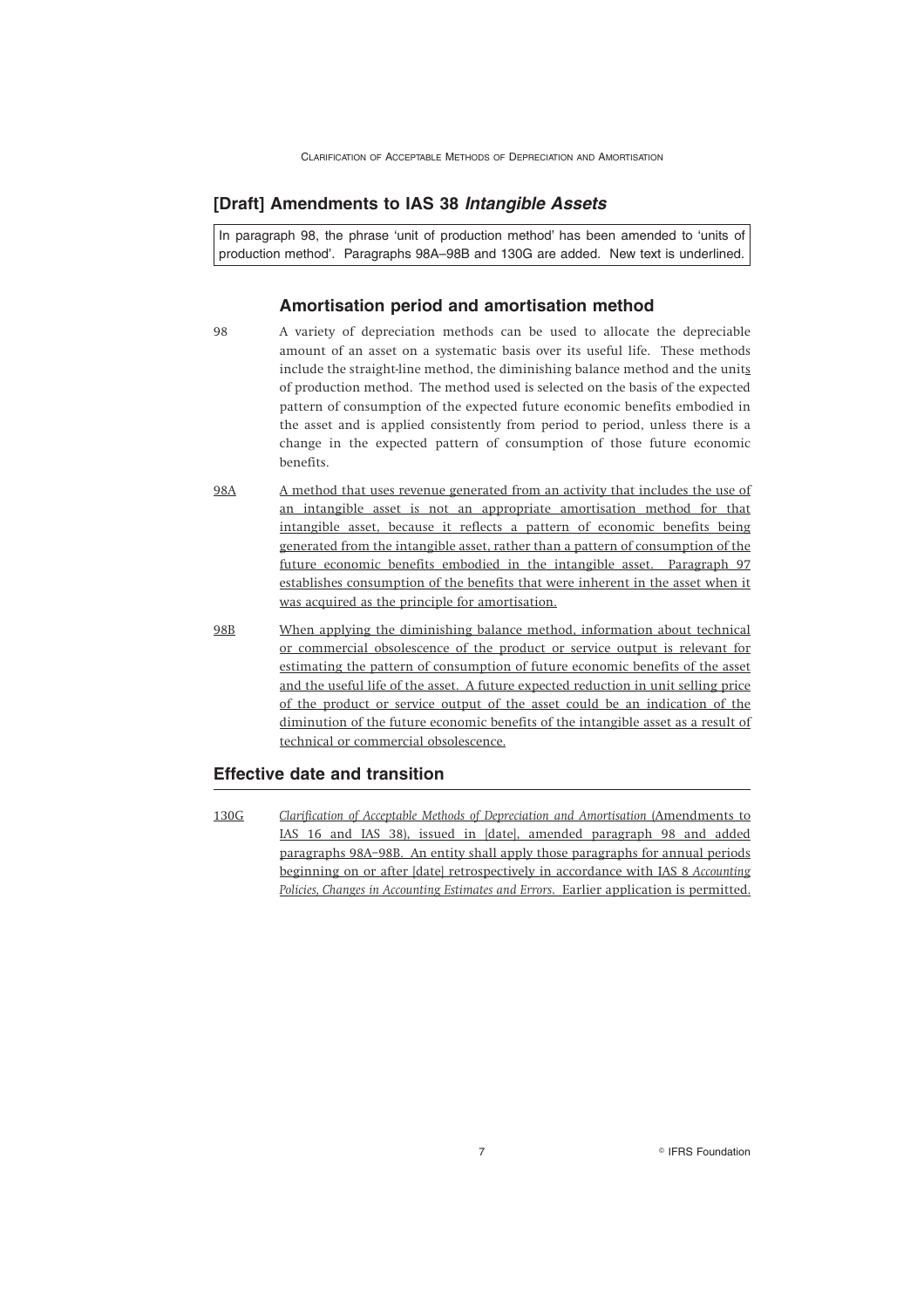## [Draft] Amendments to IAS 38 *Intangible Assets*

In paragraph 98, the phrase 'unit of production method' has been amended to 'units of production method'. Paragraphs 98A–98B and 130G are added. New text is underlined.

### Amortisation period and amortisation method

98 A variety of depreciation methods can be used to allocate the depreciable amount of an asset on a systematic basis over its useful life. These methods include the straight-line method, the diminishing balance method and the units of production method. The method used is selected on the basis of the expected pattern of consumption of the expected future economic benefits embodied in the asset and is applied consistently from period to period, unless there is a change in the expected pattern of consumption of those future economic benefits.

98A A method that uses revenue generated from an activity that includes the use of an intangible asset is not an appropriate amortisation method for that intangible asset, because it reflects a pattern of economic benefits being generated from the intangible asset, rather than a pattern of consumption of the future economic benefits embodied in the intangible asset. Paragraph 97 establishes consumption of the benefits that were inherent in the asset when it was acquired as the principle for amortisation.

98B When applying the diminishing balance method, information about technical or commercial obsolescence of the product or service output is relevant for estimating the pattern of consumption of future economic benefits of the asset and the useful life of the asset. A future expected reduction in unit selling price of the product or service output of the asset could be an indication of the diminution of the future economic benefits of the intangible asset as a result of technical or commercial obsolescence.

## Effective date and transition

130G *Clarification of Acceptable Methods of Depreciation and Amortisation* (Amendments to IAS 16 and IAS 38), issued in [date], amended paragraph 98 and added paragraphs 98A–98B. An entity shall apply those paragraphs for annual periods beginning on or after [date] retrospectively in accordance with IAS 8 *Accounting Policies, Changes in Accounting Estimates and Errors*. Earlier application is permitted.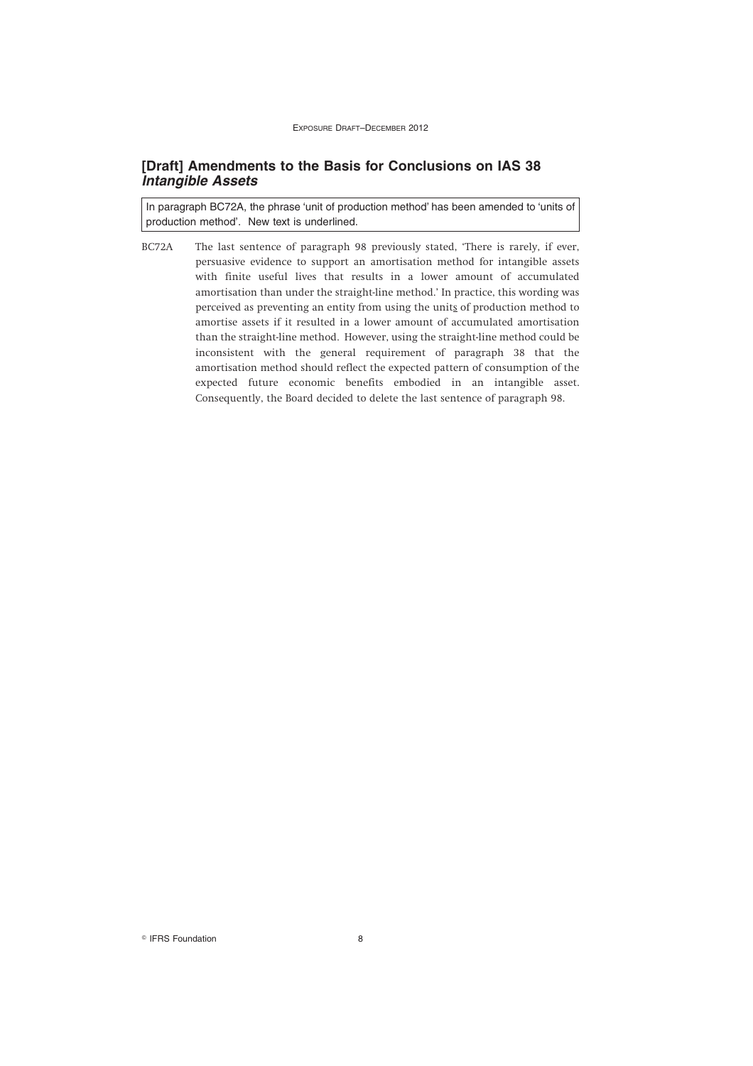## [Draft] Amendments to the Basis for Conclusions on IAS 38 *Intangible Assets*

In paragraph BC72A, the phrase 'unit of production method' has been amended to 'units of production method'. New text is underlined.

BC72A The last sentence of paragraph 98 previously stated, 'There is rarely, if ever, persuasive evidence to support an amortisation method for intangible assets with finite useful lives that results in a lower amount of accumulated amortisation than under the straight-line method.' In practice, this wording was perceived as preventing an entity from using the unit<u>s</u> of production method to amortise assets if it resulted in a lower amount of accumulated amortisation than the straight-line method. However, using the straight-line method could be inconsistent with the general requirement of paragraph 38 that the amortisation method should reflect the expected pattern of consumption of the expected future economic benefits embodied in an intangible asset. Consequently, the Board decided to delete the last sentence of paragraph 98.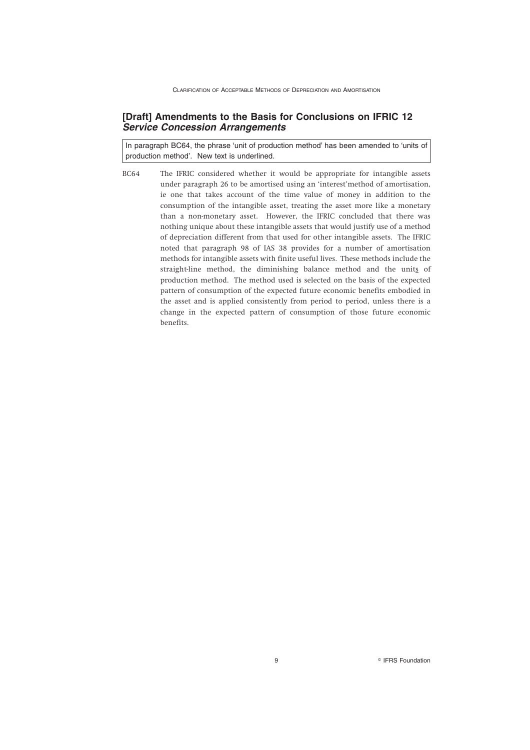## [Draft] Amendments to the Basis for Conclusions on IFRIC 12 *Service Concession Arrangements*

In paragraph BC64, the phrase 'unit of production method' has been amended to 'units of production method'. New text is underlined.

BC64 The IFRIC considered whether it would be appropriate for intangible assets under paragraph 26 to be amortised using an 'interest'method of amortisation, ie one that takes account of the time value of money in addition to the consumption of the intangible asset, treating the asset more like a monetary than a non-monetary asset. However, the IFRIC concluded that there was nothing unique about these intangible assets that would justify use of a method of depreciation different from that used for other intangible assets. The IFRIC noted that paragraph 98 of IAS 38 provides for a number of amortisation methods for intangible assets with finite useful lives. These methods include the straight-line method, the diminishing balance method and the unit<u>s</u> of production method. The method used is selected on the basis of the expected pattern of consumption of the expected future economic benefits embodied in the asset and is applied consistently from period to period, unless there is a change in the expected pattern of consumption of those future economic benefits.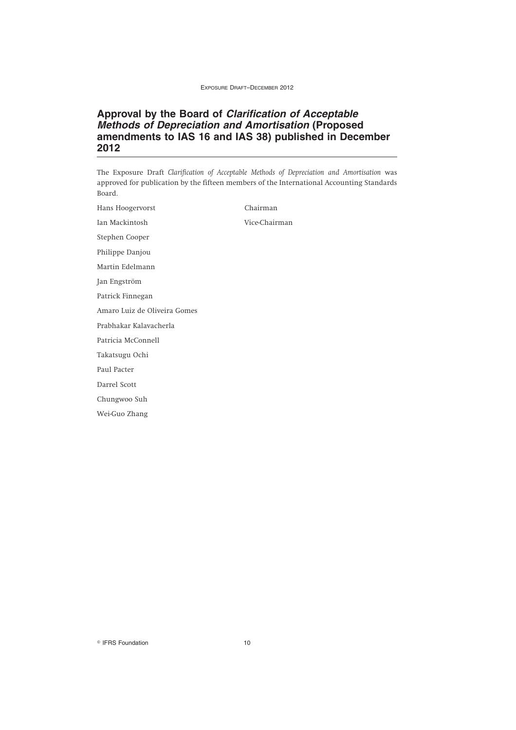## Approval by the Board of *Clarification of Acceptable Methods of Depreciation and Amortisation* (Proposed amendments to IAS 16 and IAS 38) published in December 2012

The Exposure Draft *Clarification of Acceptable Methods of Depreciation and Amortisation* was approved for publication by the fifteen members of the International Accounting Standards Board.

| | |
|---|---|
| Hans Hoogervorst | Chairman |
| Ian Mackintosh | Vice-Chairman |
| Stephen Cooper | |
| Philippe Danjou | |
| Martin Edelmann | |
| Jan Engström | |
| Patrick Finnegan | |
| Amaro Luiz de Oliveira Gomes | |
| Prabhakar Kalavacherla | |
| Patricia McConnell | |
| Takatsugu Ochi | |
| Paul Pacter | |
| Darrel Scott | |
| Chungwoo Suh | |
| Wei-Guo Zhang | |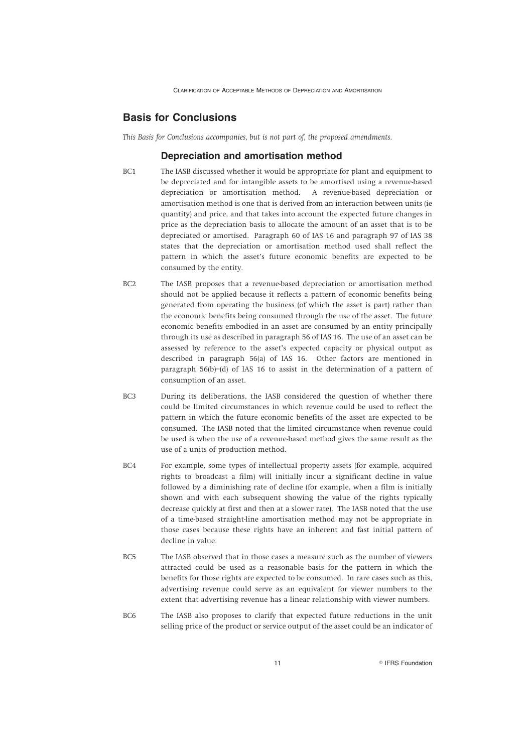## Basis for Conclusions

*This Basis for Conclusions accompanies, but is not part of, the proposed amendments.*

### Depreciation and amortisation method

BC1 The IASB discussed whether it would be appropriate for plant and equipment to be depreciated and for intangible assets to be amortised using a revenue-based depreciation or amortisation method. A revenue-based depreciation or amortisation method is one that is derived from an interaction between units (ie quantity) and price, and that takes into account the expected future changes in price as the depreciation basis to allocate the amount of an asset that is to be depreciated or amortised. Paragraph 60 of IAS 16 and paragraph 97 of IAS 38 states that the depreciation or amortisation method used shall reflect the pattern in which the asset's future economic benefits are expected to be consumed by the entity.

BC2 The IASB proposes that a revenue-based depreciation or amortisation method should not be applied because it reflects a pattern of economic benefits being generated from operating the business (of which the asset is part) rather than the economic benefits being consumed through the use of the asset. The future economic benefits embodied in an asset are consumed by an entity principally through its use as described in paragraph 56 of IAS 16. The use of an asset can be assessed by reference to the asset's expected capacity or physical output as described in paragraph 56(a) of IAS 16. Other factors are mentioned in paragraph 56(b)–(d) of IAS 16 to assist in the determination of a pattern of consumption of an asset.

BC3 During its deliberations, the IASB considered the question of whether there could be limited circumstances in which revenue could be used to reflect the pattern in which the future economic benefits of the asset are expected to be consumed. The IASB noted that the limited circumstance when revenue could be used is when the use of a revenue-based method gives the same result as the use of a units of production method.

BC4 For example, some types of intellectual property assets (for example, acquired rights to broadcast a film) will initially incur a significant decline in value followed by a diminishing rate of decline (for example, when a film is initially shown and with each subsequent showing the value of the rights typically decrease quickly at first and then at a slower rate). The IASB noted that the use of a time-based straight-line amortisation method may not be appropriate in those cases because these rights have an inherent and fast initial pattern of decline in value.

BC5 The IASB observed that in those cases a measure such as the number of viewers attracted could be used as a reasonable basis for the pattern in which the benefits for those rights are expected to be consumed. In rare cases such as this, advertising revenue could serve as an equivalent for viewer numbers to the extent that advertising revenue has a linear relationship with viewer numbers.

BC6 The IASB also proposes to clarify that expected future reductions in the unit selling price of the product or service output of the asset could be an indicator of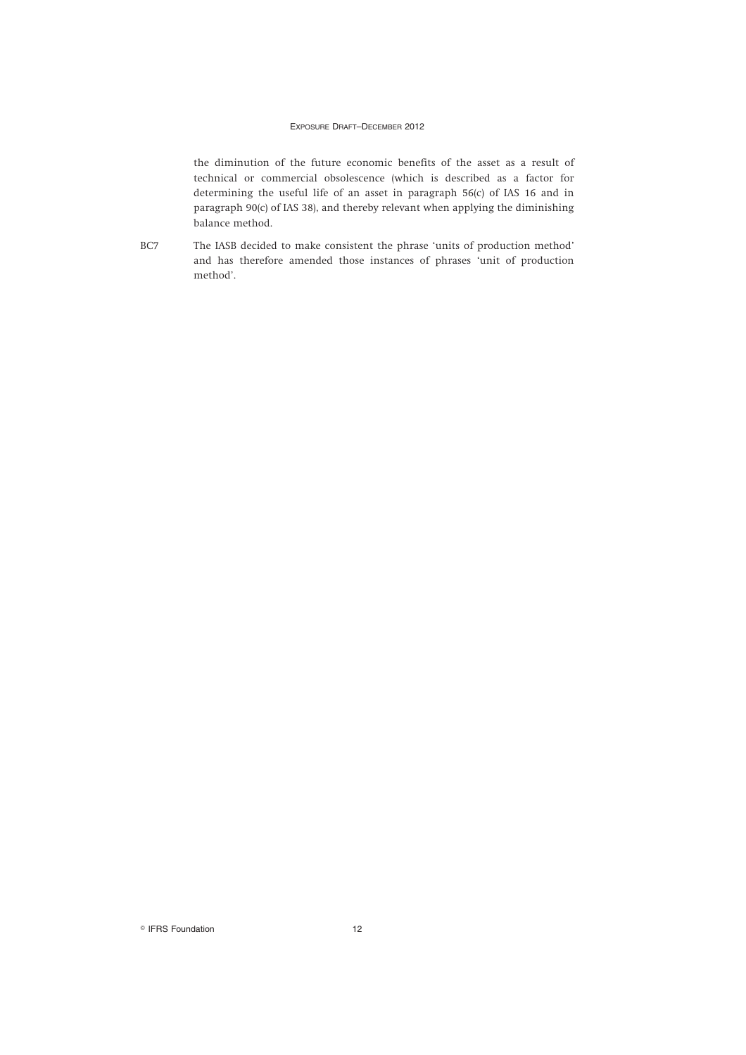the diminution of the future economic benefits of the asset as a result of technical or commercial obsolescence (which is described as a factor for determining the useful life of an asset in paragraph 56(c) of IAS 16 and in paragraph 90(c) of IAS 38), and thereby relevant when applying the diminishing balance method.

BC7 The IASB decided to make consistent the phrase 'units of production method' and has therefore amended those instances of phrases 'unit of production method'.